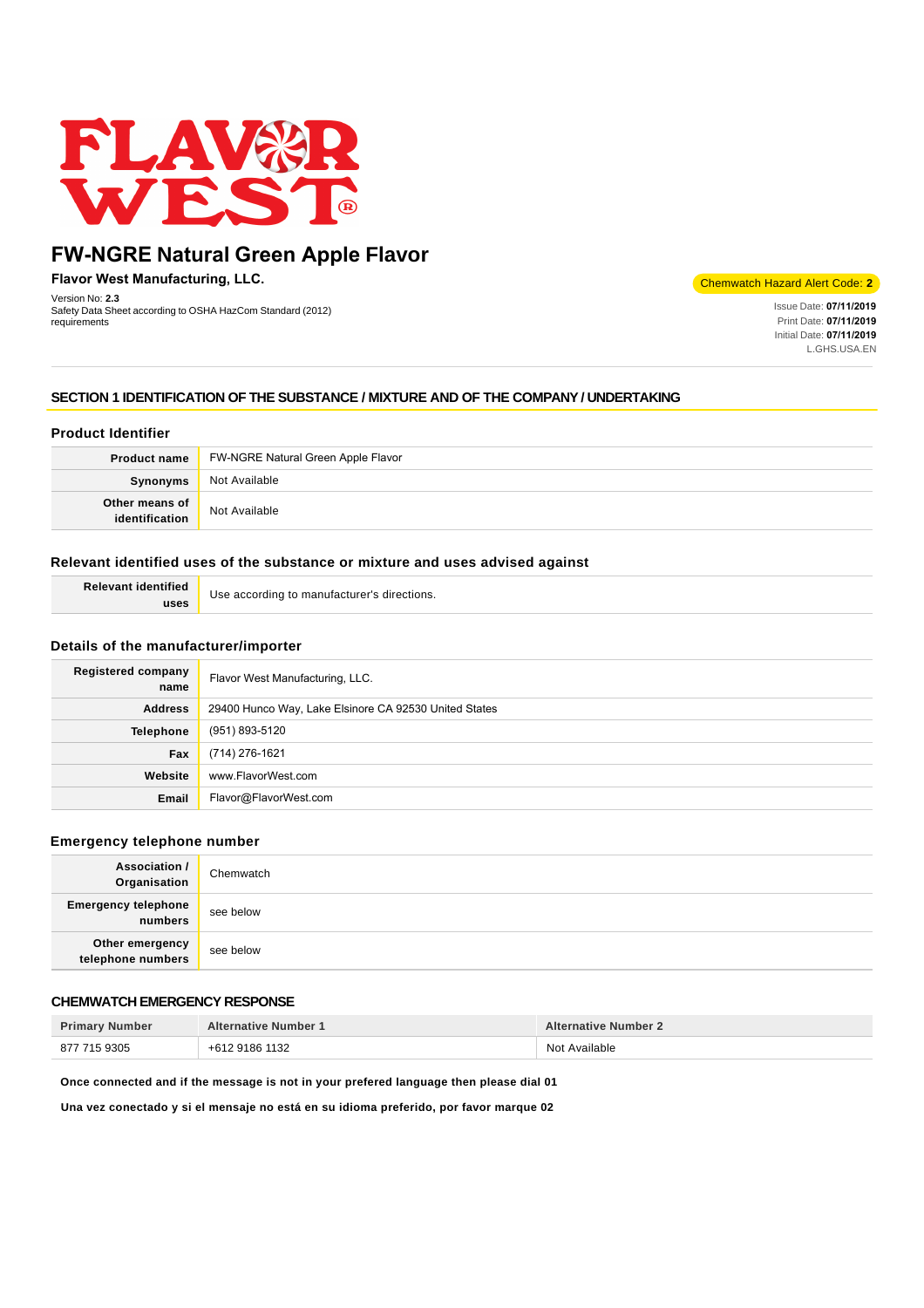# FW-NGRE Natural Green Apple Flavor

**Flavor West Manufacturing, LLC.**

Chemwatch Hazard Alert Code: **2**

Version No: **2.3**
Safety Data Sheet according to OSHA HazCom Standard (2012) requirements

Issue Date: **07/11/2019**
Print Date: **07/11/2019**
Initial Date: **07/11/2019**
L.GHS.USA.EN

## SECTION 1 IDENTIFICATION OF THE SUBSTANCE / MIXTURE AND OF THE COMPANY / UNDERTAKING

### Product Identifier

| | |
|---|---|
| **Product name** | FW-NGRE Natural Green Apple Flavor |
| **Synonyms** | Not Available |
| **Other means of identification** | Not Available |

### Relevant identified uses of the substance or mixture and uses advised against

| | |
|---|---|
| **Relevant identified uses** | Use according to manufacturer's directions. |

### Details of the manufacturer/importer

| | |
|---|---|
| **Registered company name** | Flavor West Manufacturing, LLC. |
| **Address** | 29400 Hunco Way, Lake Elsinore CA 92530 United States |
| **Telephone** | (951) 893-5120 |
| **Fax** | (714) 276-1621 |
| **Website** | www.FlavorWest.com |
| **Email** | Flavor@FlavorWest.com |

### Emergency telephone number

| | |
|---|---|
| **Association / Organisation** | Chemwatch |
| **Emergency telephone numbers** | see below |
| **Other emergency telephone numbers** | see below |

### CHEMWATCH EMERGENCY RESPONSE

| Primary Number | Alternative Number 1 | Alternative Number 2 |
|---|---|---|
| 877 715 9305 | +612 9186 1132 | Not Available |

**Once connected and if the message is not in your prefered language then please dial 01**

**Una vez conectado y si el mensaje no está en su idioma preferido, por favor marque 02**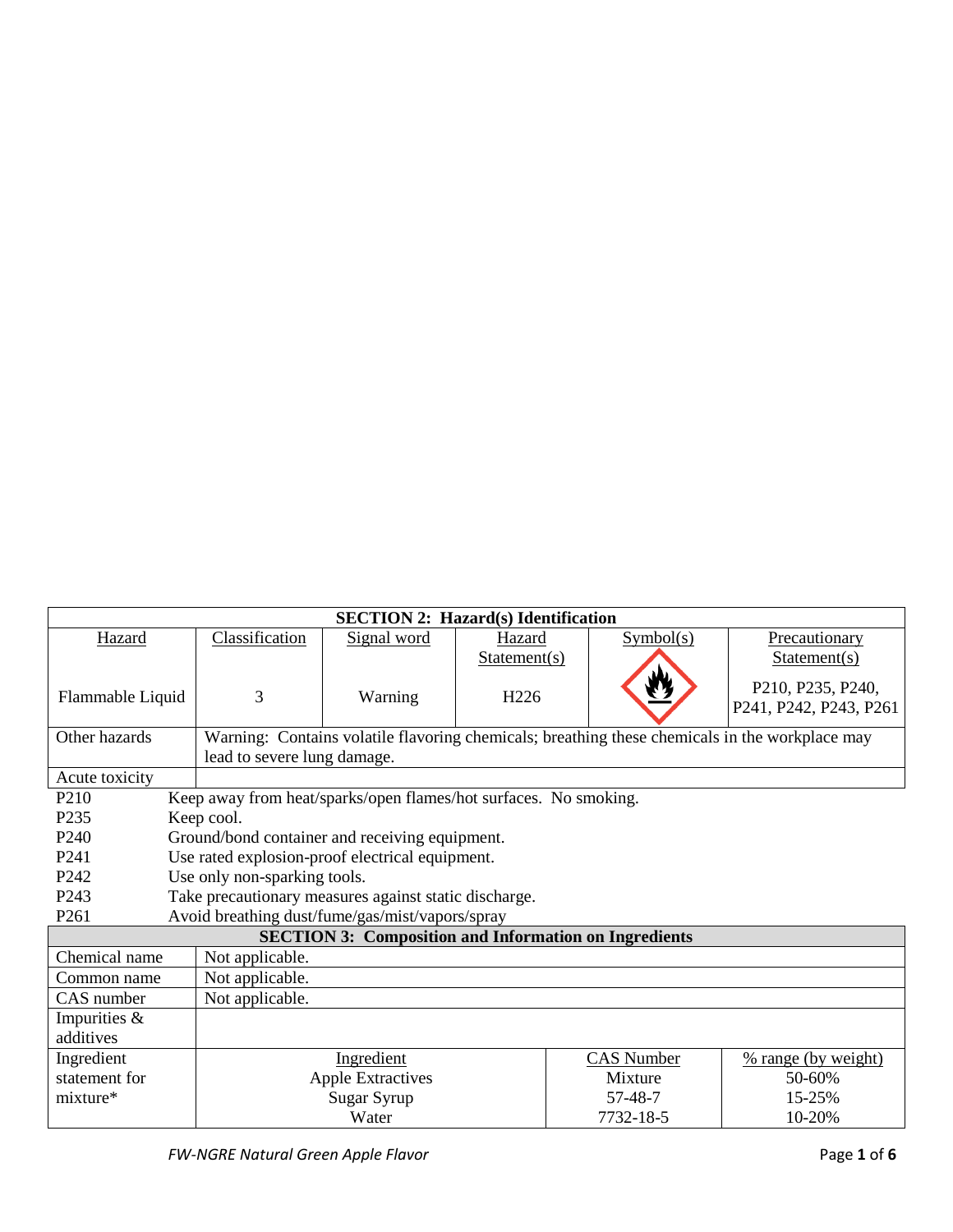| SECTION 2: Hazard(s) Identification | | | | | |
|---|---|---|---|---|---|
| Hazard | Classification | Signal word | Hazard Statement(s) | Symbol(s) | Precautionary Statement(s) |
| Flammable Liquid | 3 | Warning | H226 | | P210, P235, P240, P241, P242, P243, P261 |
| Other hazards | Warning: Contains volatile flavoring chemicals; breathing these chemicals in the workplace may lead to severe lung damage. | | | | |
| Acute toxicity | | | | | |

P210 Keep away from heat/sparks/open flames/hot surfaces. No smoking.
P235 Keep cool.
P240 Ground/bond container and receiving equipment.
P241 Use rated explosion-proof electrical equipment.
P242 Use only non-sparking tools.
P243 Take precautionary measures against static discharge.
P261 Avoid breathing dust/fume/gas/mist/vapors/spray

| SECTION 3: Composition and Information on Ingredients | | | |
|---|---|---|---|
| Chemical name | Not applicable. | | |
| Common name | Not applicable. | | |
| CAS number | Not applicable. | | |
| Impurities & additives | | | |
| Ingredient statement for mixture* | Ingredient | CAS Number | % range (by weight) |
| | Apple Extractives | Mixture | 50-60% |
| | Sugar Syrup | 57-48-7 | 15-25% |
| | Water | 7732-18-5 | 10-20% |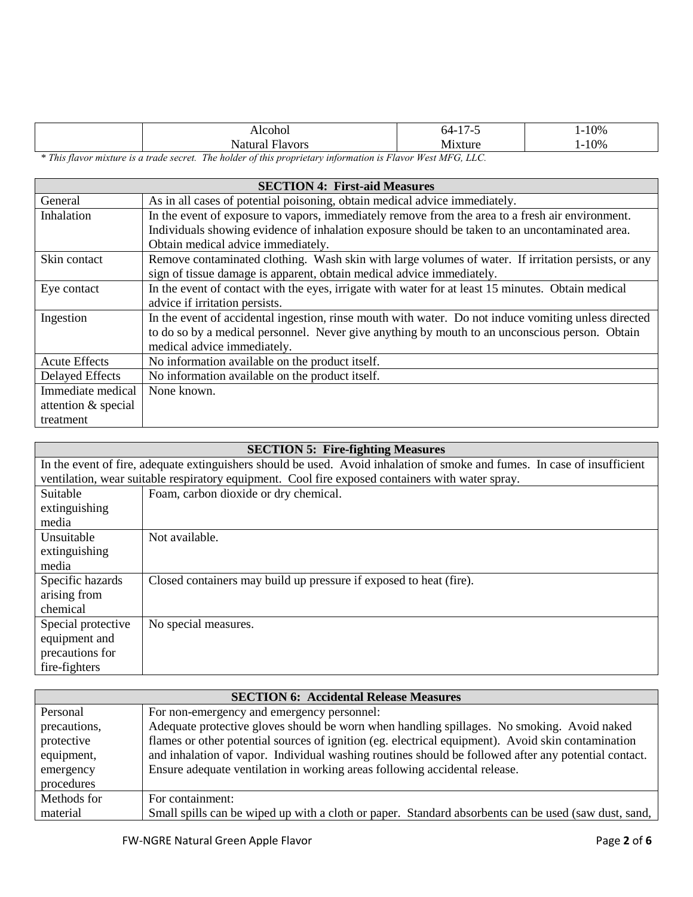| | Alcohol | 64-17-5 | 1-10% |
|---|---|---|---|
| | Natural Flavors | Mixture | 1-10% |

*\* This flavor mixture is a trade secret. The holder of this proprietary information is Flavor West MFG, LLC.*

| SECTION 4: First-aid Measures | |
|---|---|
| General | As in all cases of potential poisoning, obtain medical advice immediately. |
| Inhalation | In the event of exposure to vapors, immediately remove from the area to a fresh air environment. Individuals showing evidence of inhalation exposure should be taken to an uncontaminated area. Obtain medical advice immediately. |
| Skin contact | Remove contaminated clothing. Wash skin with large volumes of water. If irritation persists, or any sign of tissue damage is apparent, obtain medical advice immediately. |
| Eye contact | In the event of contact with the eyes, irrigate with water for at least 15 minutes. Obtain medical advice if irritation persists. |
| Ingestion | In the event of accidental ingestion, rinse mouth with water. Do not induce vomiting unless directed to do so by a medical personnel. Never give anything by mouth to an unconscious person. Obtain medical advice immediately. |
| Acute Effects | No information available on the product itself. |
| Delayed Effects | No information available on the product itself. |
| Immediate medical attention & special treatment | None known. |

| SECTION 5: Fire-fighting Measures | |
|---|---|
| In the event of fire, adequate extinguishers should be used. Avoid inhalation of smoke and fumes. In case of insufficient ventilation, wear suitable respiratory equipment. Cool fire exposed containers with water spray. | |
| Suitable extinguishing media | Foam, carbon dioxide or dry chemical. |
| Unsuitable extinguishing media | Not available. |
| Specific hazards arising from chemical | Closed containers may build up pressure if exposed to heat (fire). |
| Special protective equipment and precautions for fire-fighters | No special measures. |

| SECTION 6: Accidental Release Measures | |
|---|---|
| Personal precautions, protective equipment, emergency procedures | For non-emergency and emergency personnel: Adequate protective gloves should be worn when handling spillages. No smoking. Avoid naked flames or other potential sources of ignition (eg. electrical equipment). Avoid skin contamination and inhalation of vapor. Individual washing routines should be followed after any potential contact. Ensure adequate ventilation in working areas following accidental release. |
| Methods for material | For containment: Small spills can be wiped up with a cloth or paper. Standard absorbents can be used (saw dust, sand, |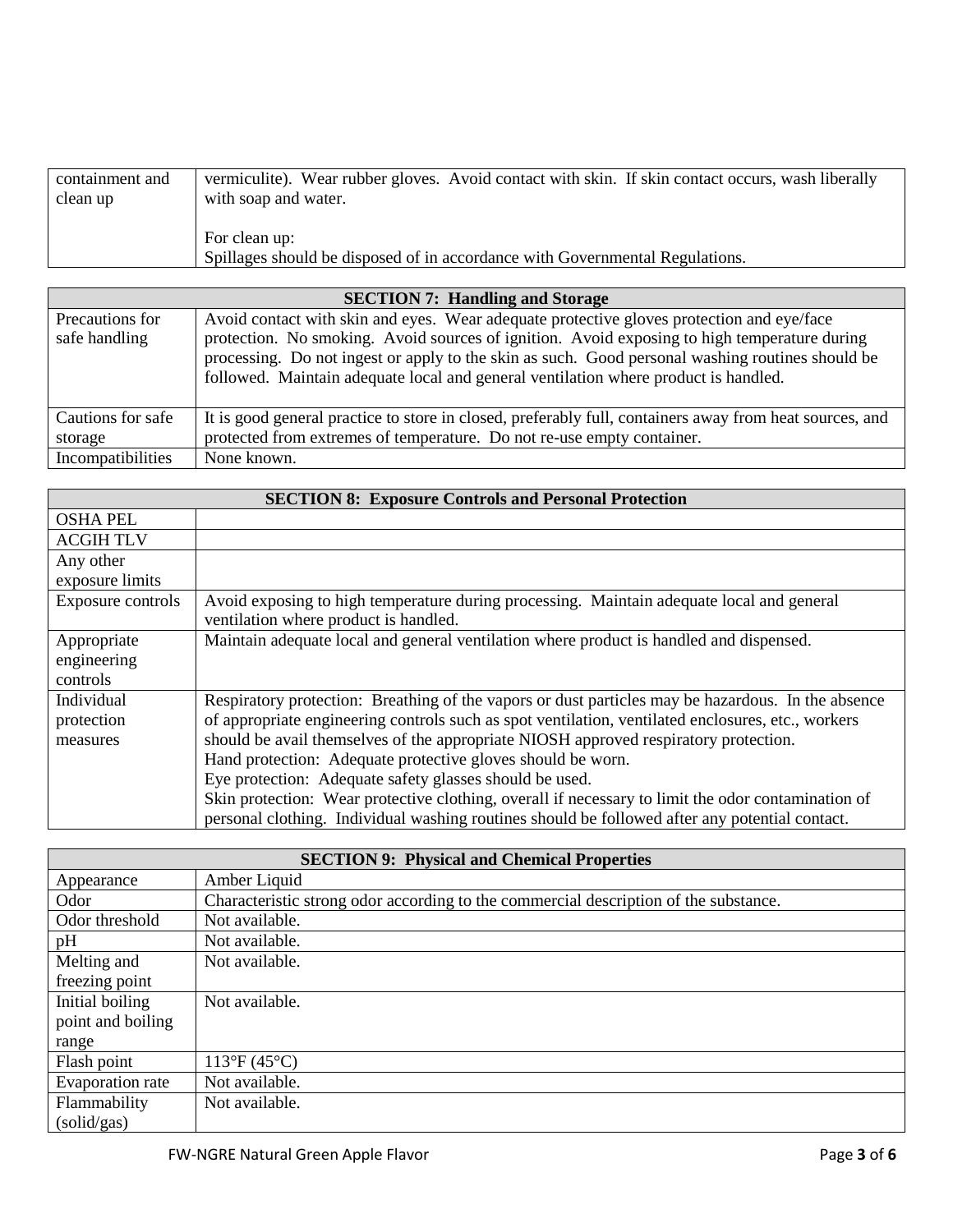| containment and clean up | vermiculite). Wear rubber gloves. Avoid contact with skin. If skin contact occurs, wash liberally with soap and water.<br><br>For clean up:<br>Spillages should be disposed of in accordance with Governmental Regulations. |
|---|---|

| **SECTION 7: Handling and Storage** | |
|---|---|
| Precautions for safe handling | Avoid contact with skin and eyes. Wear adequate protective gloves protection and eye/face protection. No smoking. Avoid sources of ignition. Avoid exposing to high temperature during processing. Do not ingest or apply to the skin as such. Good personal washing routines should be followed. Maintain adequate local and general ventilation where product is handled. |
| Cautions for safe storage | It is good general practice to store in closed, preferably full, containers away from heat sources, and protected from extremes of temperature. Do not re-use empty container. |
| Incompatibilities | None known. |

| **SECTION 8: Exposure Controls and Personal Protection** | |
|---|---|
| OSHA PEL | |
| ACGIH TLV | |
| Any other exposure limits | |
| Exposure controls | Avoid exposing to high temperature during processing. Maintain adequate local and general ventilation where product is handled. |
| Appropriate engineering controls | Maintain adequate local and general ventilation where product is handled and dispensed. |
| Individual protection measures | Respiratory protection: Breathing of the vapors or dust particles may be hazardous. In the absence of appropriate engineering controls such as spot ventilation, ventilated enclosures, etc., workers should be avail themselves of the appropriate NIOSH approved respiratory protection.<br>Hand protection: Adequate protective gloves should be worn.<br>Eye protection: Adequate safety glasses should be used.<br>Skin protection: Wear protective clothing, overall if necessary to limit the odor contamination of personal clothing. Individual washing routines should be followed after any potential contact. |

| **SECTION 9: Physical and Chemical Properties** | |
|---|---|
| Appearance | Amber Liquid |
| Odor | Characteristic strong odor according to the commercial description of the substance. |
| Odor threshold | Not available. |
| pH | Not available. |
| Melting and freezing point | Not available. |
| Initial boiling point and boiling range | Not available. |
| Flash point | 113°F (45°C) |
| Evaporation rate | Not available. |
| Flammability (solid/gas) | Not available. |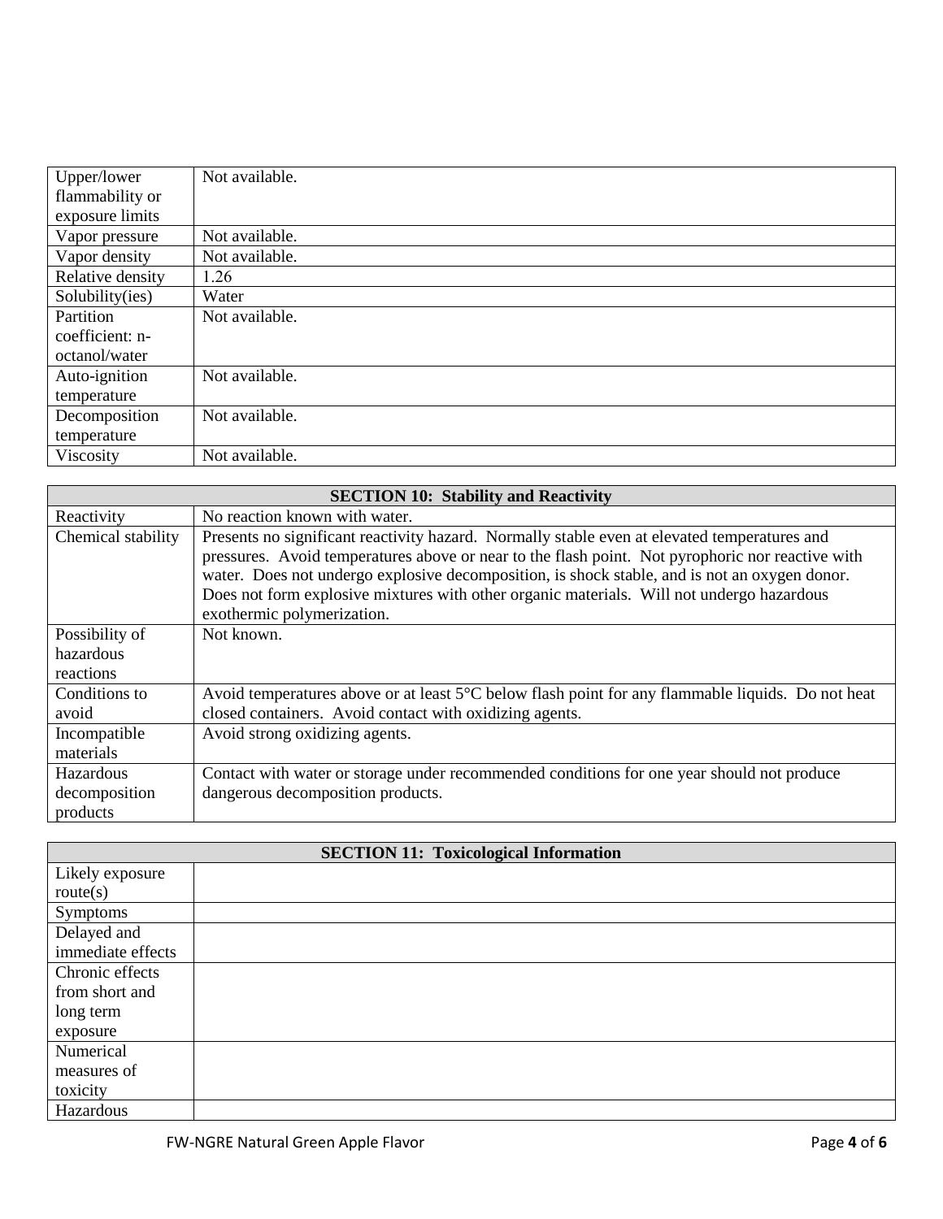| | |
|---|---|
| Upper/lower flammability or exposure limits | Not available. |
| Vapor pressure | Not available. |
| Vapor density | Not available. |
| Relative density | 1.26 |
| Solubility(ies) | Water |
| Partition coefficient: n-octanol/water | Not available. |
| Auto-ignition temperature | Not available. |
| Decomposition temperature | Not available. |
| Viscosity | Not available. |

| **SECTION 10: Stability and Reactivity** | |
|---|---|
| Reactivity | No reaction known with water. |
| Chemical stability | Presents no significant reactivity hazard. Normally stable even at elevated temperatures and pressures. Avoid temperatures above or near to the flash point. Not pyrophoric nor reactive with water. Does not undergo explosive decomposition, is shock stable, and is not an oxygen donor. Does not form explosive mixtures with other organic materials. Will not undergo hazardous exothermic polymerization. |
| Possibility of hazardous reactions | Not known. |
| Conditions to avoid | Avoid temperatures above or at least 5°C below flash point for any flammable liquids. Do not heat closed containers. Avoid contact with oxidizing agents. |
| Incompatible materials | Avoid strong oxidizing agents. |
| Hazardous decomposition products | Contact with water or storage under recommended conditions for one year should not produce dangerous decomposition products. |

| **SECTION 11: Toxicological Information** | |
|---|---|
| Likely exposure route(s) | |
| Symptoms | |
| Delayed and immediate effects | |
| Chronic effects from short and long term exposure | |
| Numerical measures of toxicity | |
| Hazardous | |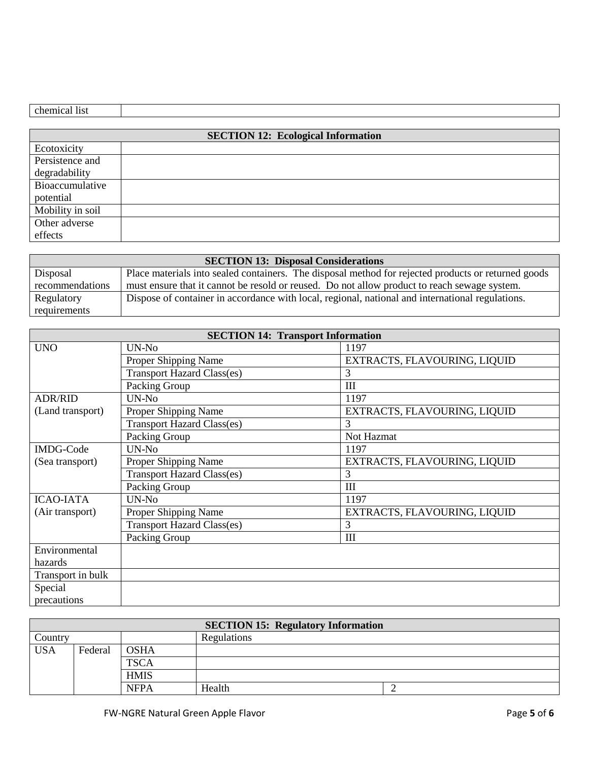| chemical list | |
|---|---|

| SECTION 12: Ecological Information | |
|---|---|
| Ecotoxicity | |
| Persistence and degradability | |
| Bioaccumulative potential | |
| Mobility in soil | |
| Other adverse effects | |

| SECTION 13: Disposal Considerations | |
|---|---|
| Disposal recommendations | Place materials into sealed containers. The disposal method for rejected products or returned goods must ensure that it cannot be resold or reused. Do not allow product to reach sewage system. |
| Regulatory requirements | Dispose of container in accordance with local, regional, national and international regulations. |

| SECTION 14: Transport Information | | |
|---|---|---|
| UNO | UN-No | 1197 |
| | Proper Shipping Name | EXTRACTS, FLAVOURING, LIQUID |
| | Transport Hazard Class(es) | 3 |
| | Packing Group | III |
| ADR/RID (Land transport) | UN-No | 1197 |
| | Proper Shipping Name | EXTRACTS, FLAVOURING, LIQUID |
| | Transport Hazard Class(es) | 3 |
| | Packing Group | Not Hazmat |
| IMDG-Code (Sea transport) | UN-No | 1197 |
| | Proper Shipping Name | EXTRACTS, FLAVOURING, LIQUID |
| | Transport Hazard Class(es) | 3 |
| | Packing Group | III |
| ICAO-IATA (Air transport) | UN-No | 1197 |
| | Proper Shipping Name | EXTRACTS, FLAVOURING, LIQUID |
| | Transport Hazard Class(es) | 3 |
| | Packing Group | III |
| Environmental hazards | | |
| Transport in bulk | | |
| Special precautions | | |

| SECTION 15: Regulatory Information | | | | |
|---|---|---|---|---|
| Country | | | Regulations | |
| USA | Federal | OSHA | | |
| | | TSCA | | |
| | | HMIS | | |
| | | NFPA | Health | 2 |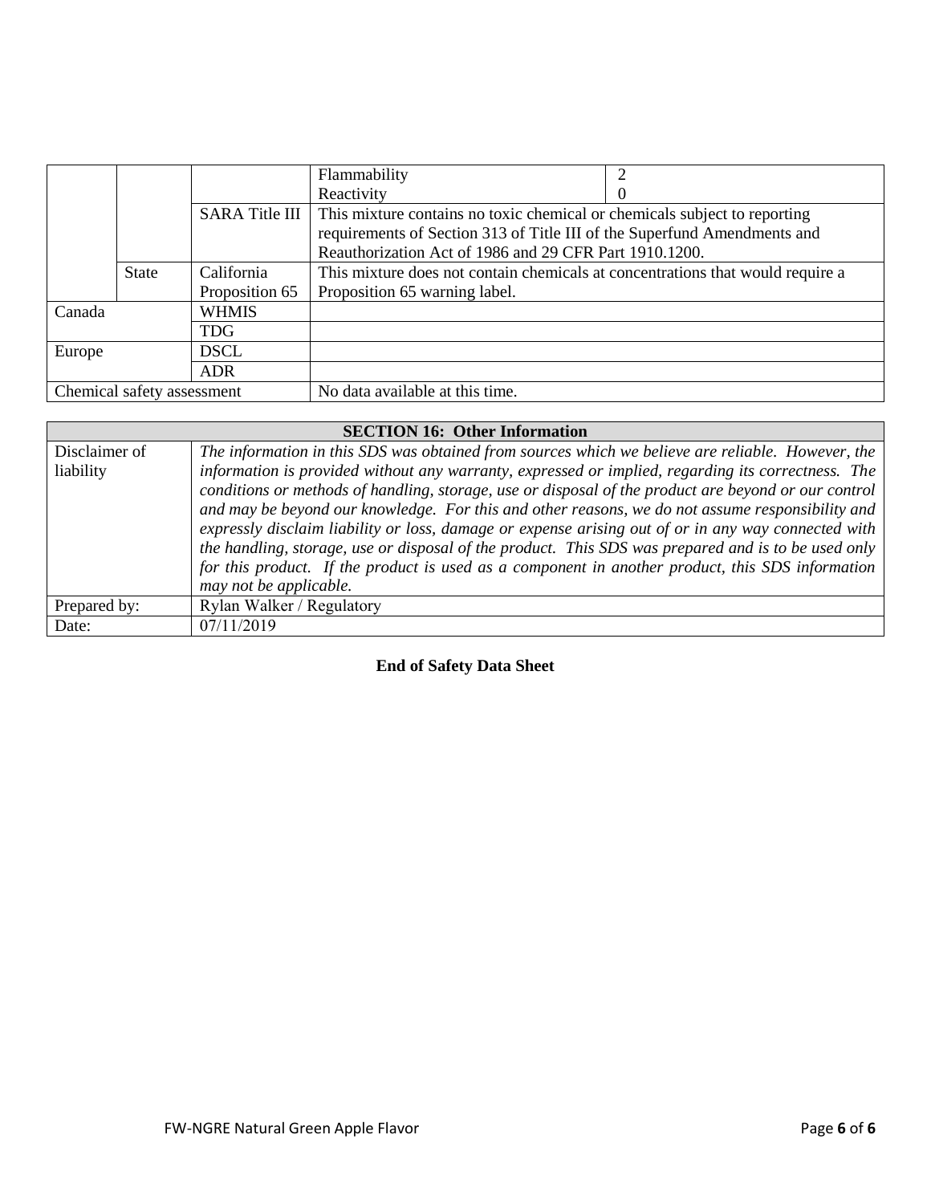| | | | | |
|---|---|---|---|---|
| | | | Flammability | 2 |
| | | | Reactivity | 0 |
| | | SARA Title III | This mixture contains no toxic chemical or chemicals subject to reporting requirements of Section 313 of Title III of the Superfund Amendments and Reauthorization Act of 1986 and 29 CFR Part 1910.1200. | |
| | State | California Proposition 65 | This mixture does not contain chemicals at concentrations that would require a Proposition 65 warning label. | |
| Canada | | WHMIS | | |
| | | TDG | | |
| Europe | | DSCL | | |
| | | ADR | | |
| Chemical safety assessment | | | No data available at this time. | |

| SECTION 16: Other Information | |
|---|---|
| Disclaimer of liability | *The information in this SDS was obtained from sources which we believe are reliable. However, the information is provided without any warranty, expressed or implied, regarding its correctness. The conditions or methods of handling, storage, use or disposal of the product are beyond or our control and may be beyond our knowledge. For this and other reasons, we do not assume responsibility and expressly disclaim liability or loss, damage or expense arising out of or in any way connected with the handling, storage, use or disposal of the product. This SDS was prepared and is to be used only for this product. If the product is used as a component in another product, this SDS information may not be applicable.* |
| Prepared by: | Rylan Walker / Regulatory |
| Date: | 07/11/2019 |

**End of Safety Data Sheet**